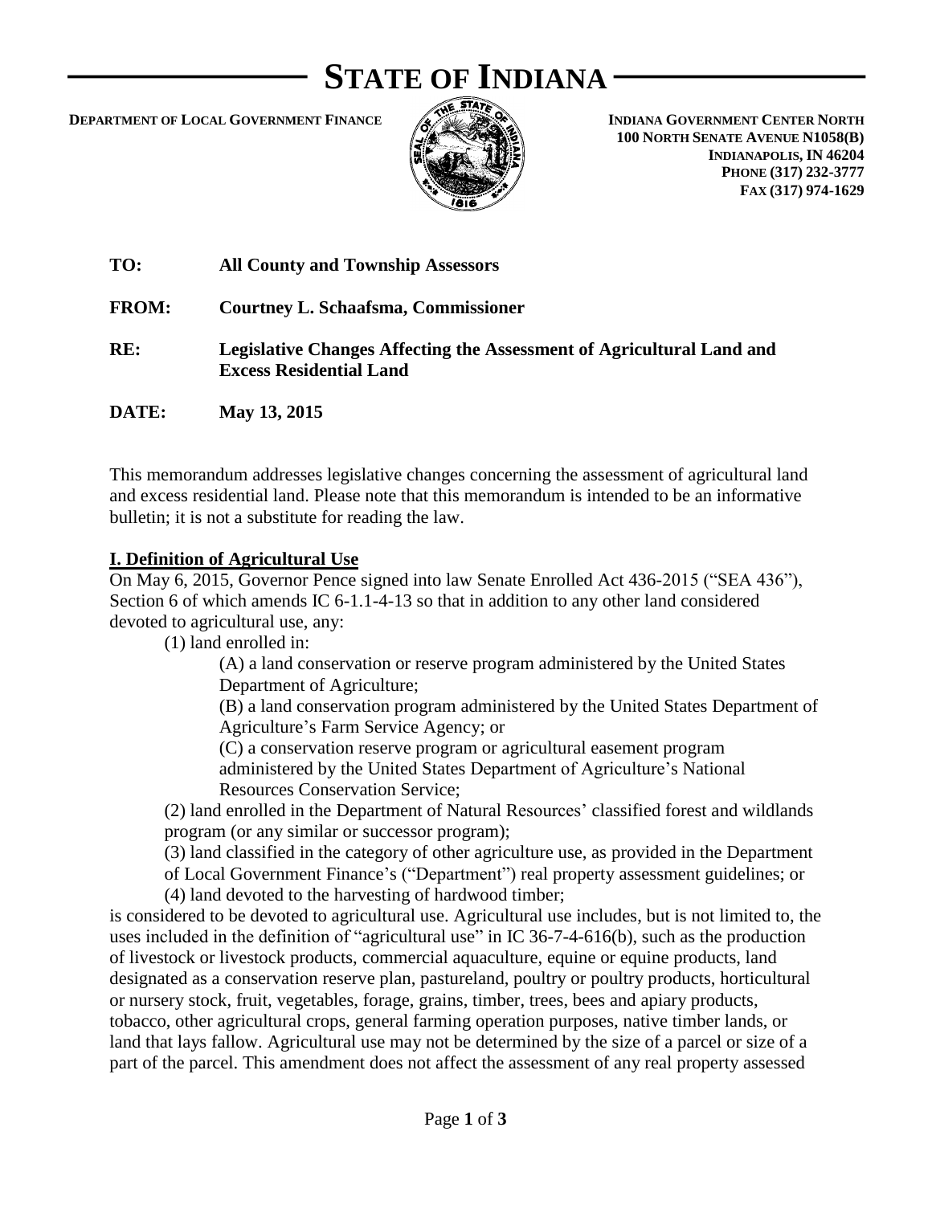# STATE OF INDIANA

**DEPARTMENT OF LOCAL GOVERNMENT FINANCE**

**INDIANA GOVERNMENT CENTER NORTH**
**100 NORTH SENATE AVENUE N1058(B)**
**INDIANAPOLIS, IN 46204**
**PHONE (317) 232-3777**
**FAX (317) 974-1629**

**TO:** **All County and Township Assessors**

**FROM:** **Courtney L. Schaafsma, Commissioner**

**RE:** **Legislative Changes Affecting the Assessment of Agricultural Land and Excess Residential Land**

**DATE:** **May 13, 2015**

This memorandum addresses legislative changes concerning the assessment of agricultural land and excess residential land. Please note that this memorandum is intended to be an informative bulletin; it is not a substitute for reading the law.

## I. Definition of Agricultural Use

On May 6, 2015, Governor Pence signed into law Senate Enrolled Act 436-2015 ("SEA 436"), Section 6 of which amends IC 6-1.1-4-13 so that in addition to any other land considered devoted to agricultural use, any:

(1) land enrolled in:

(A) a land conservation or reserve program administered by the United States Department of Agriculture;

(B) a land conservation program administered by the United States Department of Agriculture's Farm Service Agency; or

(C) a conservation reserve program or agricultural easement program administered by the United States Department of Agriculture's National Resources Conservation Service;

(2) land enrolled in the Department of Natural Resources' classified forest and wildlands program (or any similar or successor program);

(3) land classified in the category of other agriculture use, as provided in the Department of Local Government Finance's ("Department") real property assessment guidelines; or

(4) land devoted to the harvesting of hardwood timber;

is considered to be devoted to agricultural use. Agricultural use includes, but is not limited to, the uses included in the definition of "agricultural use" in IC 36-7-4-616(b), such as the production of livestock or livestock products, commercial aquaculture, equine or equine products, land designated as a conservation reserve plan, pastureland, poultry or poultry products, horticultural or nursery stock, fruit, vegetables, forage, grains, timber, trees, bees and apiary products, tobacco, other agricultural crops, general farming operation purposes, native timber lands, or land that lays fallow. Agricultural use may not be determined by the size of a parcel or size of a part of the parcel. This amendment does not affect the assessment of any real property assessed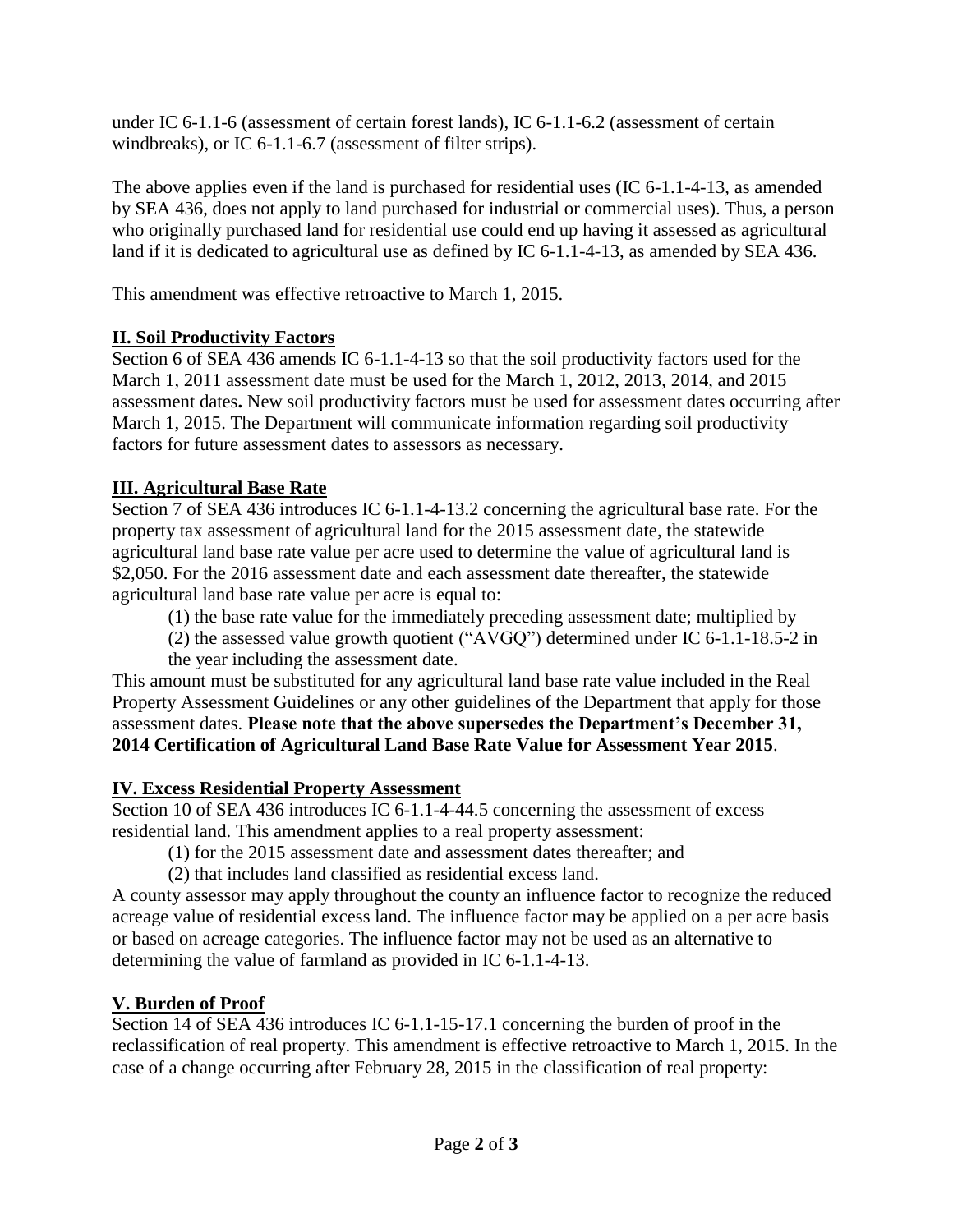under IC 6-1.1-6 (assessment of certain forest lands), IC 6-1.1-6.2 (assessment of certain windbreaks), or IC 6-1.1-6.7 (assessment of filter strips).

The above applies even if the land is purchased for residential uses (IC 6-1.1-4-13, as amended by SEA 436, does not apply to land purchased for industrial or commercial uses). Thus, a person who originally purchased land for residential use could end up having it assessed as agricultural land if it is dedicated to agricultural use as defined by IC 6-1.1-4-13, as amended by SEA 436.

This amendment was effective retroactive to March 1, 2015.

## II. Soil Productivity Factors

Section 6 of SEA 436 amends IC 6-1.1-4-13 so that the soil productivity factors used for the March 1, 2011 assessment date must be used for the March 1, 2012, 2013, 2014, and 2015 assessment dates**.** New soil productivity factors must be used for assessment dates occurring after March 1, 2015. The Department will communicate information regarding soil productivity factors for future assessment dates to assessors as necessary.

## III. Agricultural Base Rate

Section 7 of SEA 436 introduces IC 6-1.1-4-13.2 concerning the agricultural base rate. For the property tax assessment of agricultural land for the 2015 assessment date, the statewide agricultural land base rate value per acre used to determine the value of agricultural land is $2,050. For the 2016 assessment date and each assessment date thereafter, the statewide agricultural land base rate value per acre is equal to:

(1) the base rate value for the immediately preceding assessment date; multiplied by

(2) the assessed value growth quotient ("AVGQ") determined under IC 6-1.1-18.5-2 in the year including the assessment date.

This amount must be substituted for any agricultural land base rate value included in the Real Property Assessment Guidelines or any other guidelines of the Department that apply for those assessment dates. **Please note that the above supersedes the Department's December 31, 2014 Certification of Agricultural Land Base Rate Value for Assessment Year 2015**.

## IV. Excess Residential Property Assessment

Section 10 of SEA 436 introduces IC 6-1.1-4-44.5 concerning the assessment of excess residential land. This amendment applies to a real property assessment:

(1) for the 2015 assessment date and assessment dates thereafter; and

(2) that includes land classified as residential excess land.

A county assessor may apply throughout the county an influence factor to recognize the reduced acreage value of residential excess land. The influence factor may be applied on a per acre basis or based on acreage categories. The influence factor may not be used as an alternative to determining the value of farmland as provided in IC 6-1.1-4-13.

## V. Burden of Proof

Section 14 of SEA 436 introduces IC 6-1.1-15-17.1 concerning the burden of proof in the reclassification of real property. This amendment is effective retroactive to March 1, 2015. In the case of a change occurring after February 28, 2015 in the classification of real property: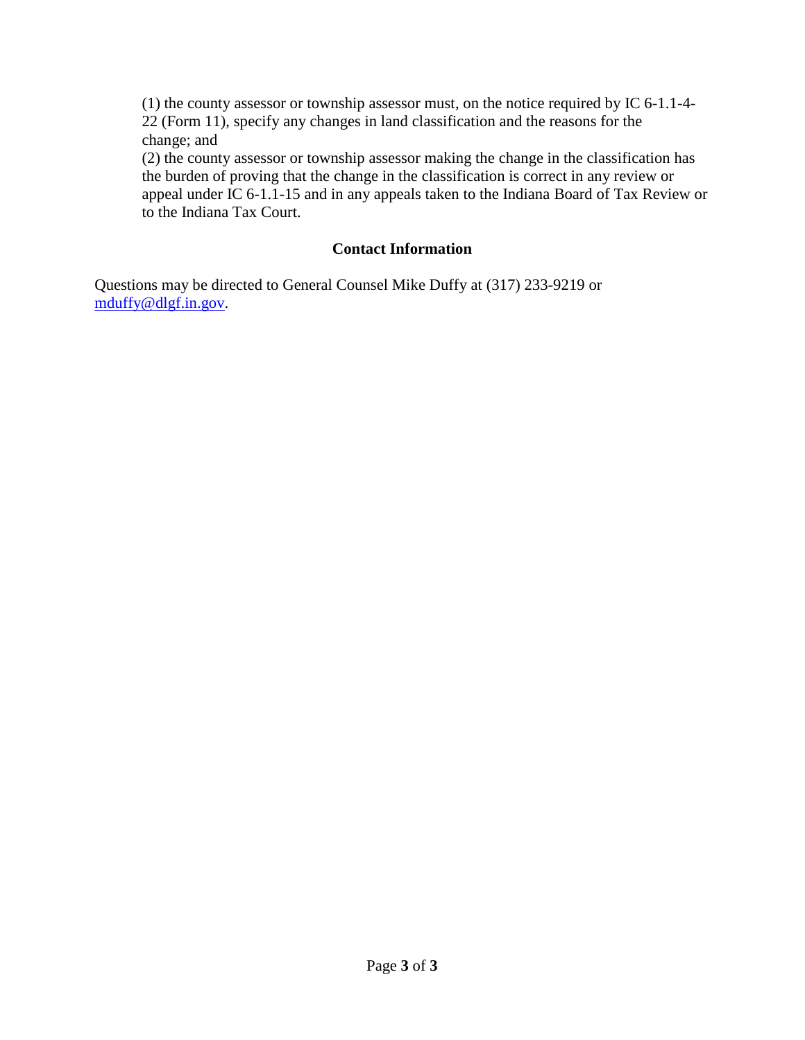(1) the county assessor or township assessor must, on the notice required by IC 6-1.1-4-22 (Form 11), specify any changes in land classification and the reasons for the change; and

(2) the county assessor or township assessor making the change in the classification has the burden of proving that the change in the classification is correct in any review or appeal under IC 6-1.1-15 and in any appeals taken to the Indiana Board of Tax Review or to the Indiana Tax Court.

## Contact Information

Questions may be directed to General Counsel Mike Duffy at (317) 233-9219 or mduffy@dlgf.in.gov.